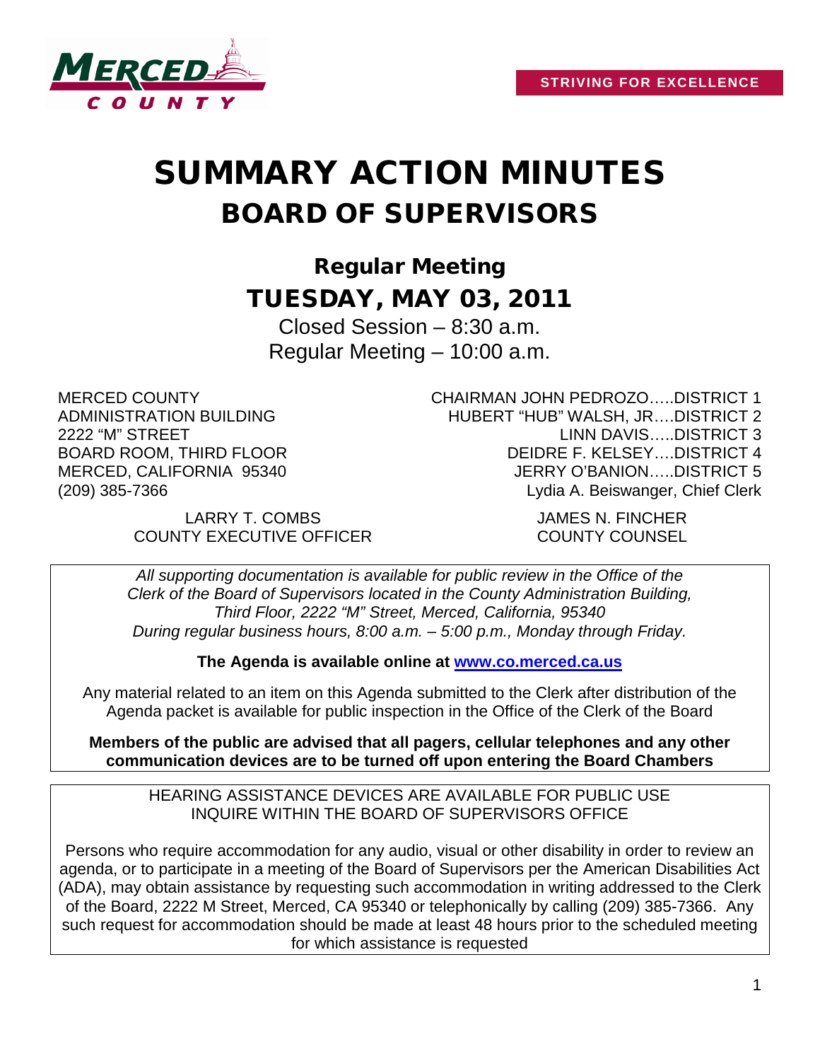STRIVING FOR EXCELLENCE

# SUMMARY ACTION MINUTES
# BOARD OF SUPERVISORS

## Regular Meeting
## TUESDAY, MAY 03, 2011

Closed Session – 8:30 a.m.
Regular Meeting – 10:00 a.m.

MERCED COUNTY
ADMINISTRATION BUILDING
2222 "M" STREET
BOARD ROOM, THIRD FLOOR
MERCED, CALIFORNIA 95340
(209) 385-7366

CHAIRMAN JOHN PEDROZO…..DISTRICT 1
HUBERT "HUB" WALSH, JR….DISTRICT 2
LINN DAVIS…..DISTRICT 3
DEIDRE F. KELSEY….DISTRICT 4
JERRY O'BANION…..DISTRICT 5
Lydia A. Beiswanger, Chief Clerk

LARRY T. COMBS
COUNTY EXECUTIVE OFFICER

JAMES N. FINCHER
COUNTY COUNSEL

*All supporting documentation is available for public review in the Office of the Clerk of the Board of Supervisors located in the County Administration Building, Third Floor, 2222 "M" Street, Merced, California, 95340 During regular business hours, 8:00 a.m. – 5:00 p.m., Monday through Friday.*

**The Agenda is available online at [www.co.merced.ca.us](http://www.co.merced.ca.us)**

Any material related to an item on this Agenda submitted to the Clerk after distribution of the Agenda packet is available for public inspection in the Office of the Clerk of the Board

**Members of the public are advised that all pagers, cellular telephones and any other communication devices are to be turned off upon entering the Board Chambers**

HEARING ASSISTANCE DEVICES ARE AVAILABLE FOR PUBLIC USE
INQUIRE WITHIN THE BOARD OF SUPERVISORS OFFICE

Persons who require accommodation for any audio, visual or other disability in order to review an agenda, or to participate in a meeting of the Board of Supervisors per the American Disabilities Act (ADA), may obtain assistance by requesting such accommodation in writing addressed to the Clerk of the Board, 2222 M Street, Merced, CA 95340 or telephonically by calling (209) 385-7366. Any such request for accommodation should be made at least 48 hours prior to the scheduled meeting for which assistance is requested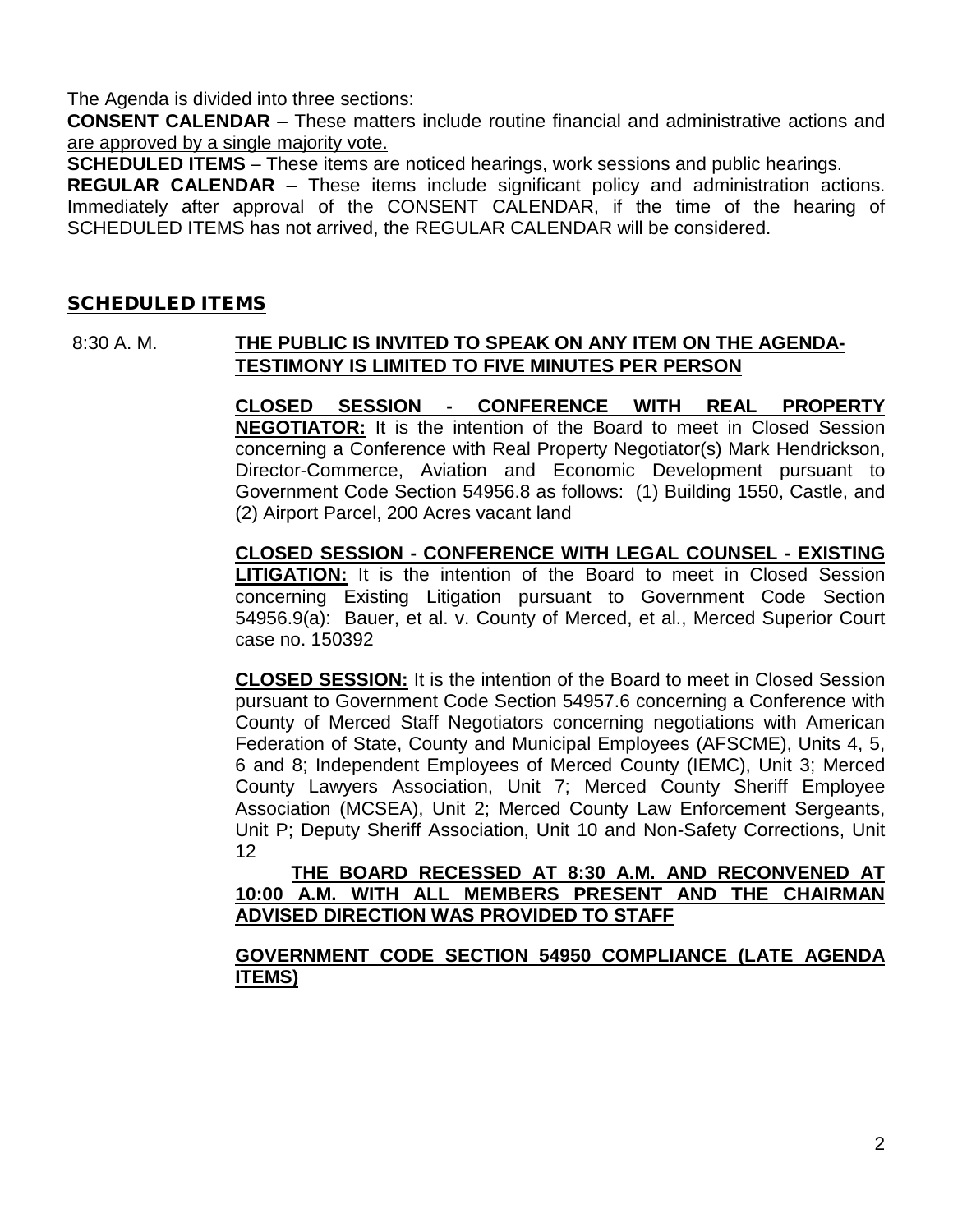The Agenda is divided into three sections:

**CONSENT CALENDAR** – These matters include routine financial and administrative actions and are approved by a single majority vote.

**SCHEDULED ITEMS** – These items are noticed hearings, work sessions and public hearings.

**REGULAR CALENDAR** – These items include significant policy and administration actions. Immediately after approval of the CONSENT CALENDAR, if the time of the hearing of SCHEDULED ITEMS has not arrived, the REGULAR CALENDAR will be considered.

## SCHEDULED ITEMS

8:30 A. M. **THE PUBLIC IS INVITED TO SPEAK ON ANY ITEM ON THE AGENDA-TESTIMONY IS LIMITED TO FIVE MINUTES PER PERSON**

**CLOSED SESSION - CONFERENCE WITH REAL PROPERTY NEGOTIATOR:** It is the intention of the Board to meet in Closed Session concerning a Conference with Real Property Negotiator(s) Mark Hendrickson, Director-Commerce, Aviation and Economic Development pursuant to Government Code Section 54956.8 as follows: (1) Building 1550, Castle, and (2) Airport Parcel, 200 Acres vacant land

**CLOSED SESSION - CONFERENCE WITH LEGAL COUNSEL - EXISTING LITIGATION:** It is the intention of the Board to meet in Closed Session concerning Existing Litigation pursuant to Government Code Section 54956.9(a): Bauer, et al. v. County of Merced, et al., Merced Superior Court case no. 150392

**CLOSED SESSION:** It is the intention of the Board to meet in Closed Session pursuant to Government Code Section 54957.6 concerning a Conference with County of Merced Staff Negotiators concerning negotiations with American Federation of State, County and Municipal Employees (AFSCME), Units 4, 5, 6 and 8; Independent Employees of Merced County (IEMC), Unit 3; Merced County Lawyers Association, Unit 7; Merced County Sheriff Employee Association (MCSEA), Unit 2; Merced County Law Enforcement Sergeants, Unit P; Deputy Sheriff Association, Unit 10 and Non-Safety Corrections, Unit 12

**THE BOARD RECESSED AT 8:30 A.M. AND RECONVENED AT 10:00 A.M. WITH ALL MEMBERS PRESENT AND THE CHAIRMAN ADVISED DIRECTION WAS PROVIDED TO STAFF**

**GOVERNMENT CODE SECTION 54950 COMPLIANCE (LATE AGENDA ITEMS)**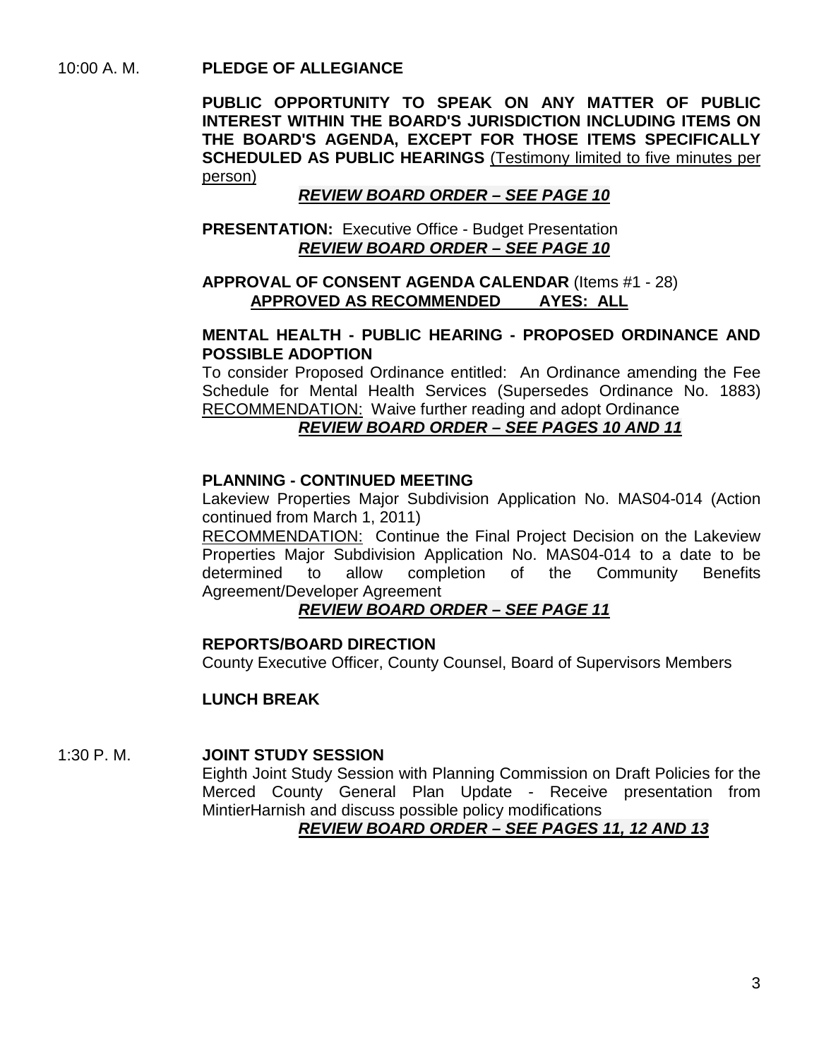10:00 A. M. **PLEDGE OF ALLEGIANCE**

**PUBLIC OPPORTUNITY TO SPEAK ON ANY MATTER OF PUBLIC INTEREST WITHIN THE BOARD'S JURISDICTION INCLUDING ITEMS ON THE BOARD'S AGENDA, EXCEPT FOR THOSE ITEMS SPECIFICALLY SCHEDULED AS PUBLIC HEARINGS** (Testimony limited to five minutes per person)

***REVIEW BOARD ORDER – SEE PAGE 10***

**PRESENTATION:** Executive Office - Budget Presentation

***REVIEW BOARD ORDER – SEE PAGE 10***

**APPROVAL OF CONSENT AGENDA CALENDAR** (Items #1 - 28)

**APPROVED AS RECOMMENDED AYES: ALL**

**MENTAL HEALTH - PUBLIC HEARING - PROPOSED ORDINANCE AND POSSIBLE ADOPTION**

To consider Proposed Ordinance entitled: An Ordinance amending the Fee Schedule for Mental Health Services (Supersedes Ordinance No. 1883)

RECOMMENDATION: Waive further reading and adopt Ordinance

***REVIEW BOARD ORDER – SEE PAGES 10 AND 11***

**PLANNING - CONTINUED MEETING**

Lakeview Properties Major Subdivision Application No. MAS04-014 (Action continued from March 1, 2011)

RECOMMENDATION: Continue the Final Project Decision on the Lakeview Properties Major Subdivision Application No. MAS04-014 to a date to be determined to allow completion of the Community Benefits Agreement/Developer Agreement

***REVIEW BOARD ORDER – SEE PAGE 11***

**REPORTS/BOARD DIRECTION**

County Executive Officer, County Counsel, Board of Supervisors Members

**LUNCH BREAK**

1:30 P. M. **JOINT STUDY SESSION**

Eighth Joint Study Session with Planning Commission on Draft Policies for the Merced County General Plan Update - Receive presentation from MintierHarnish and discuss possible policy modifications

***REVIEW BOARD ORDER – SEE PAGES 11, 12 AND 13***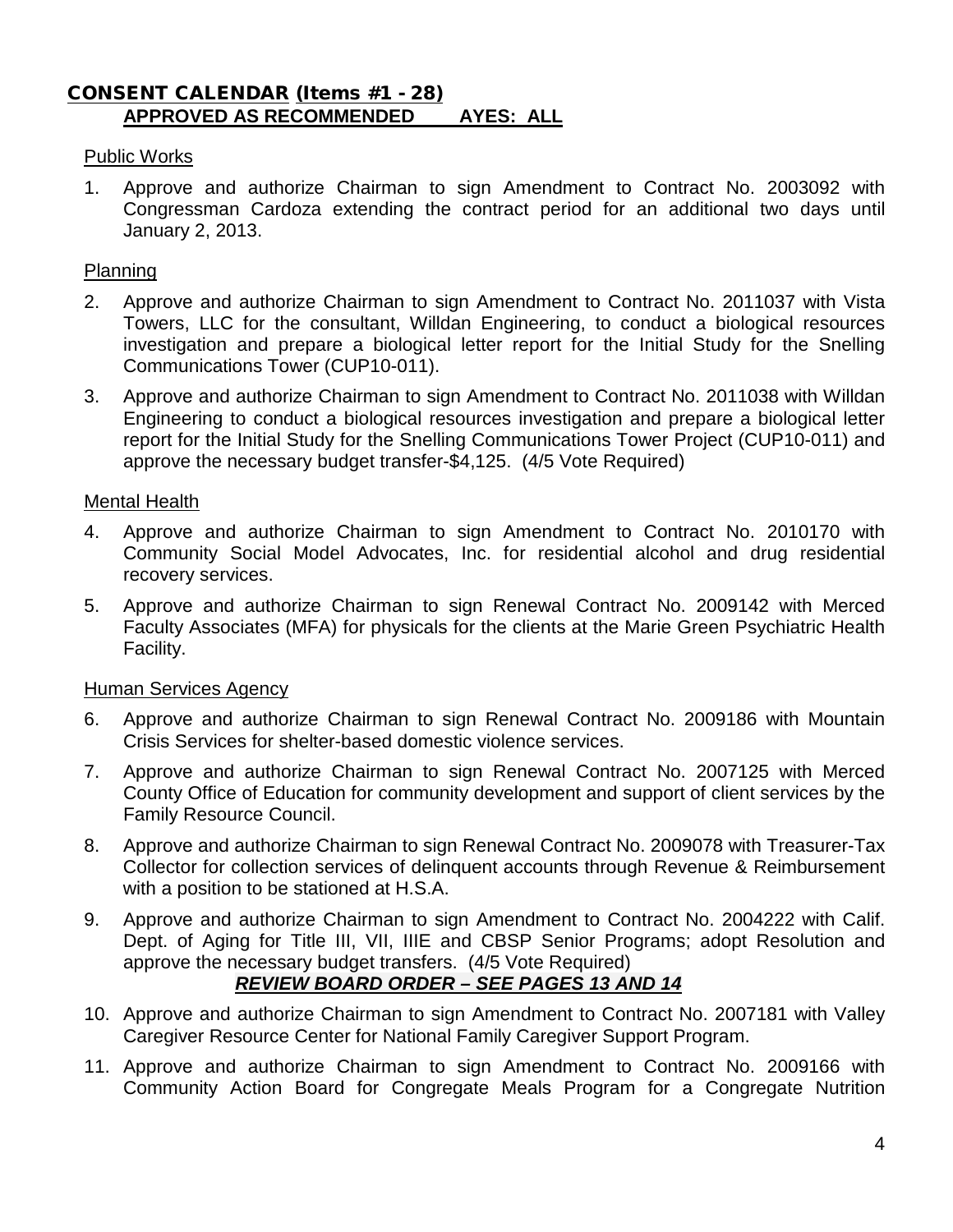## CONSENT CALENDAR (Items #1 - 28)

**APPROVED AS RECOMMENDED AYES: ALL**

Public Works

1. Approve and authorize Chairman to sign Amendment to Contract No. 2003092 with Congressman Cardoza extending the contract period for an additional two days until January 2, 2013.

Planning

2. Approve and authorize Chairman to sign Amendment to Contract No. 2011037 with Vista Towers, LLC for the consultant, Willdan Engineering, to conduct a biological resources investigation and prepare a biological letter report for the Initial Study for the Snelling Communications Tower (CUP10-011).
3. Approve and authorize Chairman to sign Amendment to Contract No. 2011038 with Willdan Engineering to conduct a biological resources investigation and prepare a biological letter report for the Initial Study for the Snelling Communications Tower Project (CUP10-011) and approve the necessary budget transfer-$4,125. (4/5 Vote Required)

Mental Health

4. Approve and authorize Chairman to sign Amendment to Contract No. 2010170 with Community Social Model Advocates, Inc. for residential alcohol and drug residential recovery services.
5. Approve and authorize Chairman to sign Renewal Contract No. 2009142 with Merced Faculty Associates (MFA) for physicals for the clients at the Marie Green Psychiatric Health Facility.

Human Services Agency

6. Approve and authorize Chairman to sign Renewal Contract No. 2009186 with Mountain Crisis Services for shelter-based domestic violence services.
7. Approve and authorize Chairman to sign Renewal Contract No. 2007125 with Merced County Office of Education for community development and support of client services by the Family Resource Council.
8. Approve and authorize Chairman to sign Renewal Contract No. 2009078 with Treasurer-Tax Collector for collection services of delinquent accounts through Revenue & Reimbursement with a position to be stationed at H.S.A.
9. Approve and authorize Chairman to sign Amendment to Contract No. 2004222 with Calif. Dept. of Aging for Title III, VII, IIIE and CBSP Senior Programs; adopt Resolution and approve the necessary budget transfers. (4/5 Vote Required)

   ***REVIEW BOARD ORDER – SEE PAGES 13 AND 14***
10. Approve and authorize Chairman to sign Amendment to Contract No. 2007181 with Valley Caregiver Resource Center for National Family Caregiver Support Program.
11. Approve and authorize Chairman to sign Amendment to Contract No. 2009166 with Community Action Board for Congregate Meals Program for a Congregate Nutrition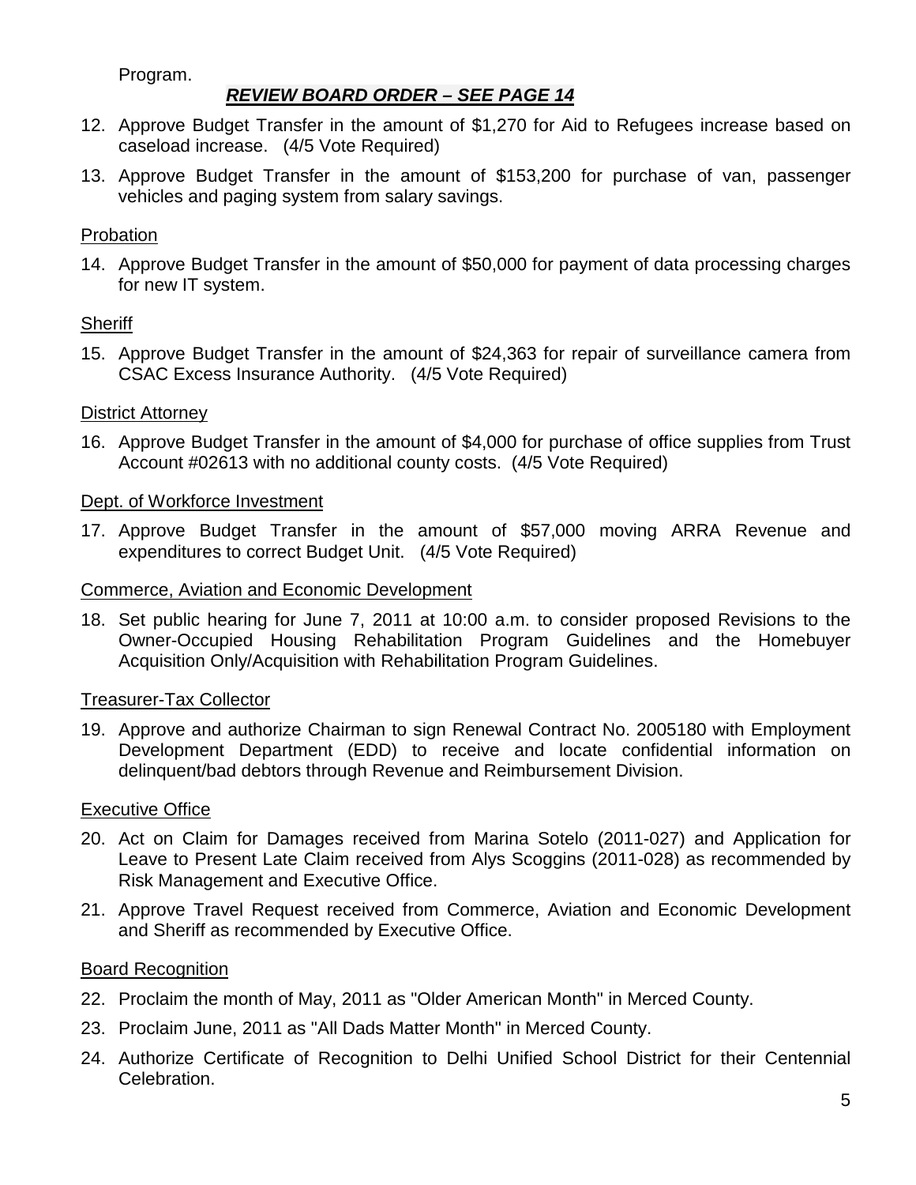Program.

***REVIEW BOARD ORDER – SEE PAGE 14***

12. Approve Budget Transfer in the amount of $1,270 for Aid to Refugees increase based on caseload increase. (4/5 Vote Required)
13. Approve Budget Transfer in the amount of $153,200 for purchase of van, passenger vehicles and paging system from salary savings.

Probation

14. Approve Budget Transfer in the amount of $50,000 for payment of data processing charges for new IT system.

Sheriff

15. Approve Budget Transfer in the amount of $24,363 for repair of surveillance camera from CSAC Excess Insurance Authority. (4/5 Vote Required)

District Attorney

16. Approve Budget Transfer in the amount of $4,000 for purchase of office supplies from Trust Account #02613 with no additional county costs. (4/5 Vote Required)

Dept. of Workforce Investment

17. Approve Budget Transfer in the amount of $57,000 moving ARRA Revenue and expenditures to correct Budget Unit. (4/5 Vote Required)

Commerce, Aviation and Economic Development

18. Set public hearing for June 7, 2011 at 10:00 a.m. to consider proposed Revisions to the Owner-Occupied Housing Rehabilitation Program Guidelines and the Homebuyer Acquisition Only/Acquisition with Rehabilitation Program Guidelines.

Treasurer-Tax Collector

19. Approve and authorize Chairman to sign Renewal Contract No. 2005180 with Employment Development Department (EDD) to receive and locate confidential information on delinquent/bad debtors through Revenue and Reimbursement Division.

Executive Office

20. Act on Claim for Damages received from Marina Sotelo (2011-027) and Application for Leave to Present Late Claim received from Alys Scoggins (2011-028) as recommended by Risk Management and Executive Office.
21. Approve Travel Request received from Commerce, Aviation and Economic Development and Sheriff as recommended by Executive Office.

Board Recognition

22. Proclaim the month of May, 2011 as "Older American Month" in Merced County.
23. Proclaim June, 2011 as "All Dads Matter Month" in Merced County.
24. Authorize Certificate of Recognition to Delhi Unified School District for their Centennial Celebration.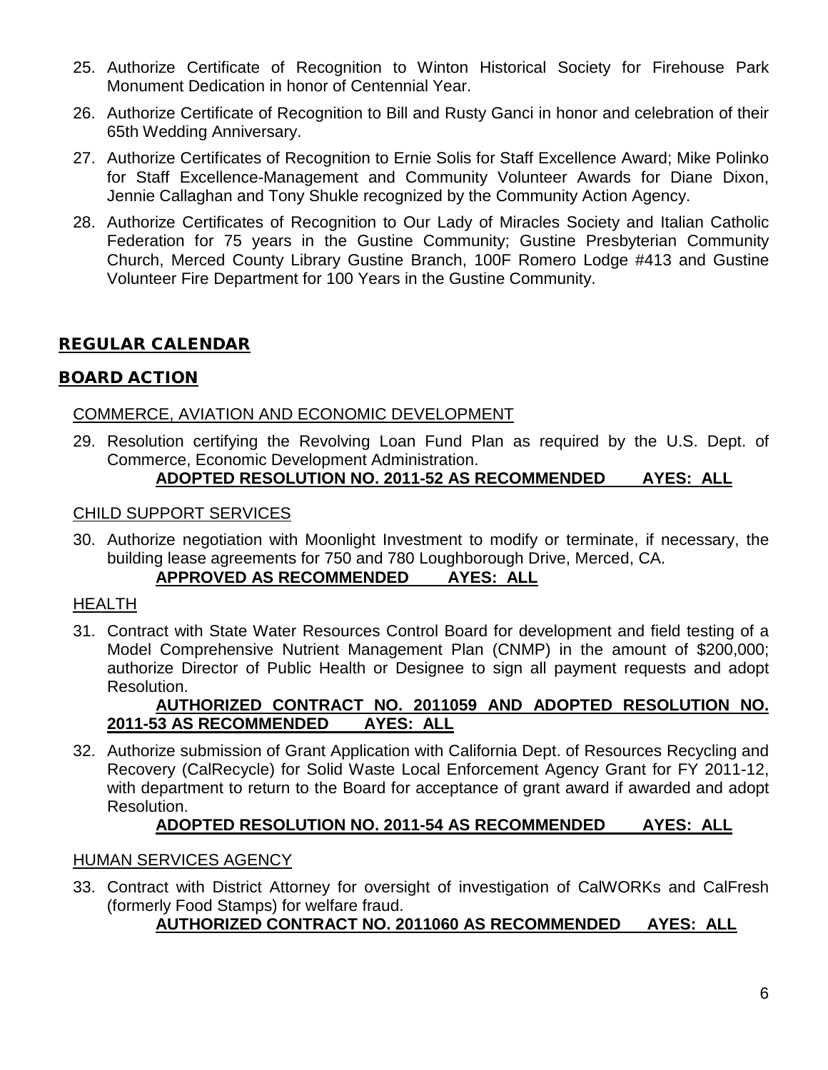25. Authorize Certificate of Recognition to Winton Historical Society for Firehouse Park Monument Dedication in honor of Centennial Year.
26. Authorize Certificate of Recognition to Bill and Rusty Ganci in honor and celebration of their 65th Wedding Anniversary.
27. Authorize Certificates of Recognition to Ernie Solis for Staff Excellence Award; Mike Polinko for Staff Excellence-Management and Community Volunteer Awards for Diane Dixon, Jennie Callaghan and Tony Shukle recognized by the Community Action Agency.
28. Authorize Certificates of Recognition to Our Lady of Miracles Society and Italian Catholic Federation for 75 years in the Gustine Community; Gustine Presbyterian Community Church, Merced County Library Gustine Branch, 100F Romero Lodge #413 and Gustine Volunteer Fire Department for 100 Years in the Gustine Community.

## REGULAR CALENDAR

## BOARD ACTION

COMMERCE, AVIATION AND ECONOMIC DEVELOPMENT

29. Resolution certifying the Revolving Loan Fund Plan as required by the U.S. Dept. of Commerce, Economic Development Administration.
**ADOPTED RESOLUTION NO. 2011-52 AS RECOMMENDED AYES: ALL**

CHILD SUPPORT SERVICES

30. Authorize negotiation with Moonlight Investment to modify or terminate, if necessary, the building lease agreements for 750 and 780 Loughborough Drive, Merced, CA.
**APPROVED AS RECOMMENDED AYES: ALL**

HEALTH

31. Contract with State Water Resources Control Board for development and field testing of a Model Comprehensive Nutrient Management Plan (CNMP) in the amount of $200,000; authorize Director of Public Health or Designee to sign all payment requests and adopt Resolution.
**AUTHORIZED CONTRACT NO. 2011059 AND ADOPTED RESOLUTION NO. 2011-53 AS RECOMMENDED AYES: ALL**
32. Authorize submission of Grant Application with California Dept. of Resources Recycling and Recovery (CalRecycle) for Solid Waste Local Enforcement Agency Grant for FY 2011-12, with department to return to the Board for acceptance of grant award if awarded and adopt Resolution.
**ADOPTED RESOLUTION NO. 2011-54 AS RECOMMENDED AYES: ALL**

HUMAN SERVICES AGENCY

33. Contract with District Attorney for oversight of investigation of CalWORKs and CalFresh (formerly Food Stamps) for welfare fraud.
**AUTHORIZED CONTRACT NO. 2011060 AS RECOMMENDED AYES: ALL**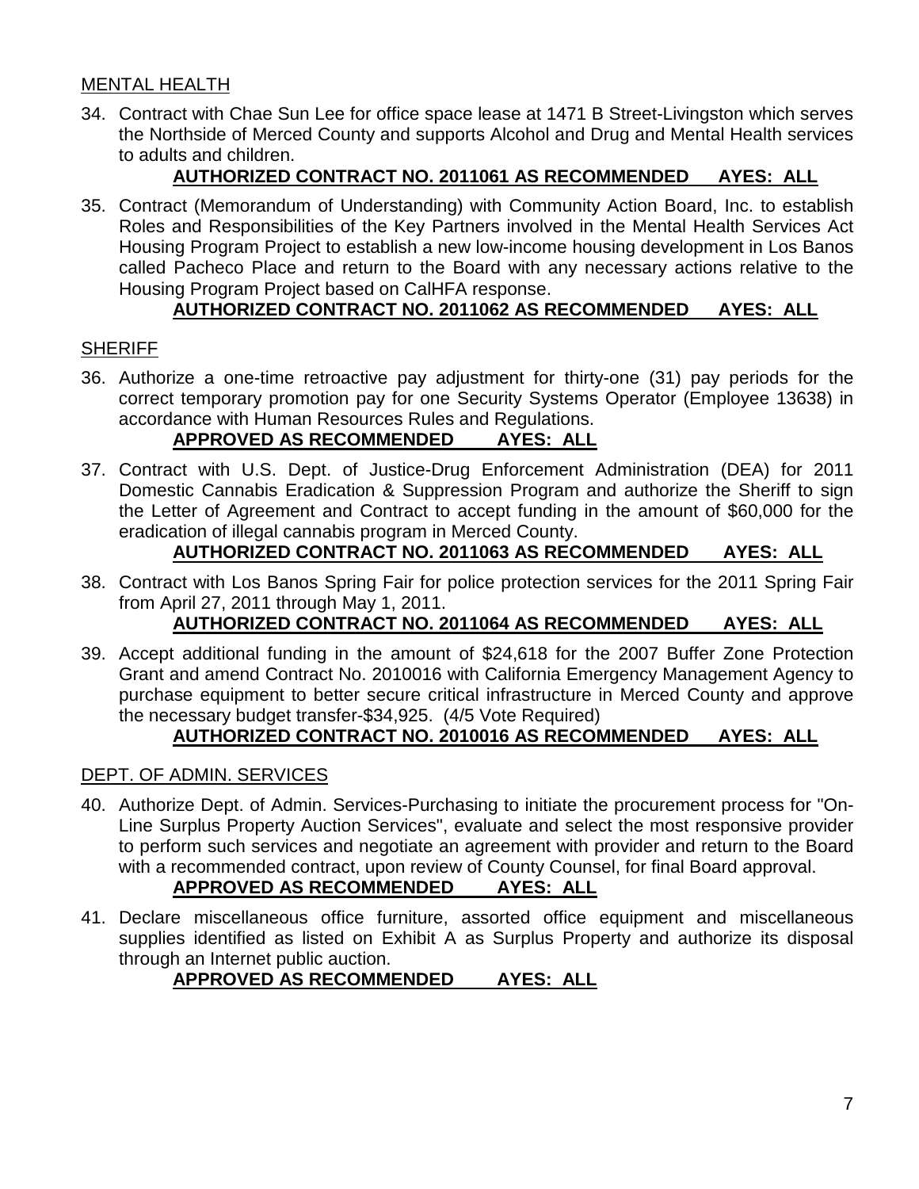MENTAL HEALTH

34. Contract with Chae Sun Lee for office space lease at 1471 B Street-Livingston which serves the Northside of Merced County and supports Alcohol and Drug and Mental Health services to adults and children.
**AUTHORIZED CONTRACT NO. 2011061 AS RECOMMENDED AYES: ALL**

35. Contract (Memorandum of Understanding) with Community Action Board, Inc. to establish Roles and Responsibilities of the Key Partners involved in the Mental Health Services Act Housing Program Project to establish a new low-income housing development in Los Banos called Pacheco Place and return to the Board with any necessary actions relative to the Housing Program Project based on CalHFA response.
**AUTHORIZED CONTRACT NO. 2011062 AS RECOMMENDED AYES: ALL**

SHERIFF

36. Authorize a one-time retroactive pay adjustment for thirty-one (31) pay periods for the correct temporary promotion pay for one Security Systems Operator (Employee 13638) in accordance with Human Resources Rules and Regulations.
**APPROVED AS RECOMMENDED AYES: ALL**

37. Contract with U.S. Dept. of Justice-Drug Enforcement Administration (DEA) for 2011 Domestic Cannabis Eradication & Suppression Program and authorize the Sheriff to sign the Letter of Agreement and Contract to accept funding in the amount of $60,000 for the eradication of illegal cannabis program in Merced County.
**AUTHORIZED CONTRACT NO. 2011063 AS RECOMMENDED AYES: ALL**

38. Contract with Los Banos Spring Fair for police protection services for the 2011 Spring Fair from April 27, 2011 through May 1, 2011.
**AUTHORIZED CONTRACT NO. 2011064 AS RECOMMENDED AYES: ALL**

39. Accept additional funding in the amount of $24,618 for the 2007 Buffer Zone Protection Grant and amend Contract No. 2010016 with California Emergency Management Agency to purchase equipment to better secure critical infrastructure in Merced County and approve the necessary budget transfer-$34,925. (4/5 Vote Required)
**AUTHORIZED CONTRACT NO. 2010016 AS RECOMMENDED AYES: ALL**

DEPT. OF ADMIN. SERVICES

40. Authorize Dept. of Admin. Services-Purchasing to initiate the procurement process for "On-Line Surplus Property Auction Services", evaluate and select the most responsive provider to perform such services and negotiate an agreement with provider and return to the Board with a recommended contract, upon review of County Counsel, for final Board approval.
**APPROVED AS RECOMMENDED AYES: ALL**

41. Declare miscellaneous office furniture, assorted office equipment and miscellaneous supplies identified as listed on Exhibit A as Surplus Property and authorize its disposal through an Internet public auction.
**APPROVED AS RECOMMENDED AYES: ALL**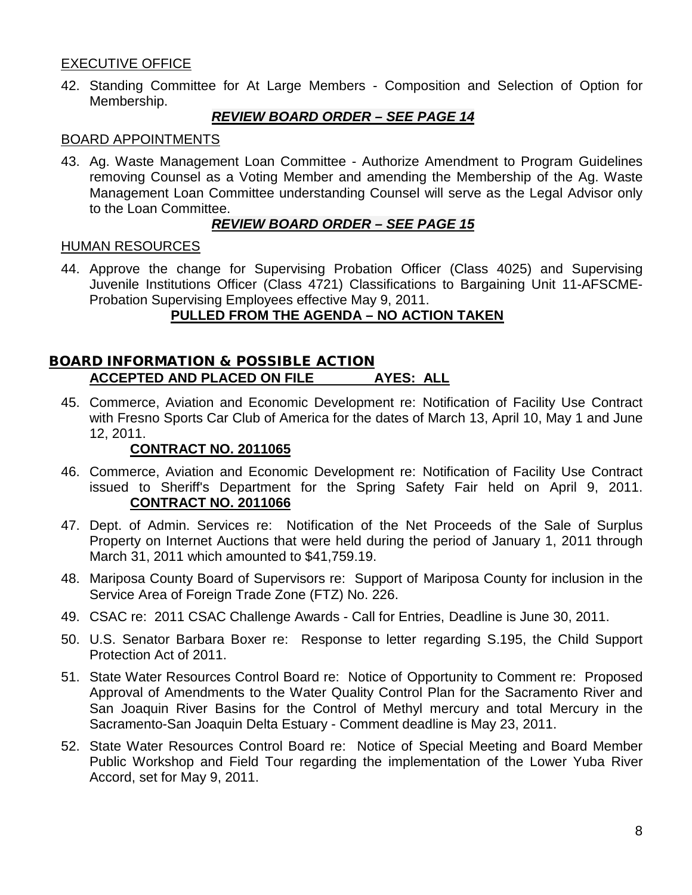EXECUTIVE OFFICE

42. Standing Committee for At Large Members - Composition and Selection of Option for Membership.

***REVIEW BOARD ORDER – SEE PAGE 14***

BOARD APPOINTMENTS

43. Ag. Waste Management Loan Committee - Authorize Amendment to Program Guidelines removing Counsel as a Voting Member and amending the Membership of the Ag. Waste Management Loan Committee understanding Counsel will serve as the Legal Advisor only to the Loan Committee.

***REVIEW BOARD ORDER – SEE PAGE 15***

HUMAN RESOURCES

44. Approve the change for Supervising Probation Officer (Class 4025) and Supervising Juvenile Institutions Officer (Class 4721) Classifications to Bargaining Unit 11-AFSCME-Probation Supervising Employees effective May 9, 2011.

**PULLED FROM THE AGENDA – NO ACTION TAKEN**

## BOARD INFORMATION & POSSIBLE ACTION

**ACCEPTED AND PLACED ON FILE AYES: ALL**

45. Commerce, Aviation and Economic Development re: Notification of Facility Use Contract with Fresno Sports Car Club of America for the dates of March 13, April 10, May 1 and June 12, 2011.
    **CONTRACT NO. 2011065**
46. Commerce, Aviation and Economic Development re: Notification of Facility Use Contract issued to Sheriff's Department for the Spring Safety Fair held on April 9, 2011.
    **CONTRACT NO. 2011066**
47. Dept. of Admin. Services re: Notification of the Net Proceeds of the Sale of Surplus Property on Internet Auctions that were held during the period of January 1, 2011 through March 31, 2011 which amounted to $41,759.19.
48. Mariposa County Board of Supervisors re: Support of Mariposa County for inclusion in the Service Area of Foreign Trade Zone (FTZ) No. 226.
49. CSAC re: 2011 CSAC Challenge Awards - Call for Entries, Deadline is June 30, 2011.
50. U.S. Senator Barbara Boxer re: Response to letter regarding S.195, the Child Support Protection Act of 2011.
51. State Water Resources Control Board re: Notice of Opportunity to Comment re: Proposed Approval of Amendments to the Water Quality Control Plan for the Sacramento River and San Joaquin River Basins for the Control of Methyl mercury and total Mercury in the Sacramento-San Joaquin Delta Estuary - Comment deadline is May 23, 2011.
52. State Water Resources Control Board re: Notice of Special Meeting and Board Member Public Workshop and Field Tour regarding the implementation of the Lower Yuba River Accord, set for May 9, 2011.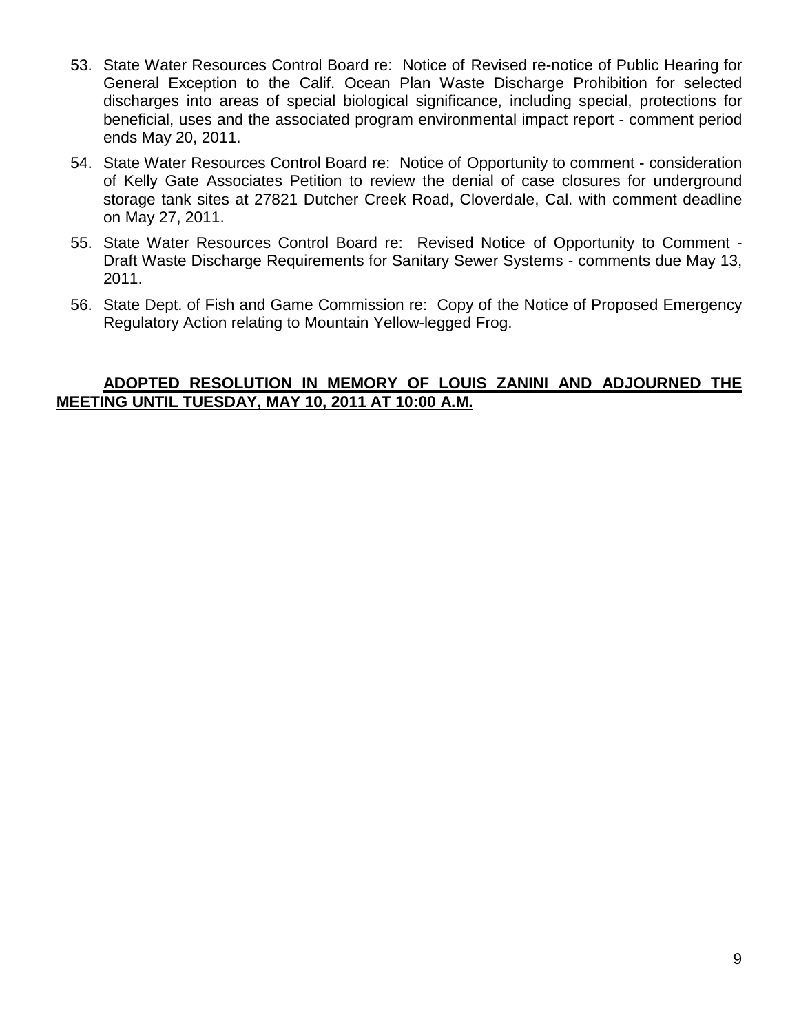53. State Water Resources Control Board re: Notice of Revised re-notice of Public Hearing for General Exception to the Calif. Ocean Plan Waste Discharge Prohibition for selected discharges into areas of special biological significance, including special, protections for beneficial, uses and the associated program environmental impact report - comment period ends May 20, 2011.

54. State Water Resources Control Board re: Notice of Opportunity to comment - consideration of Kelly Gate Associates Petition to review the denial of case closures for underground storage tank sites at 27821 Dutcher Creek Road, Cloverdale, Cal. with comment deadline on May 27, 2011.

55. State Water Resources Control Board re: Revised Notice of Opportunity to Comment - Draft Waste Discharge Requirements for Sanitary Sewer Systems - comments due May 13, 2011.

56. State Dept. of Fish and Game Commission re: Copy of the Notice of Proposed Emergency Regulatory Action relating to Mountain Yellow-legged Frog.

**ADOPTED RESOLUTION IN MEMORY OF LOUIS ZANINI AND ADJOURNED THE MEETING UNTIL TUESDAY, MAY 10, 2011 AT 10:00 A.M.**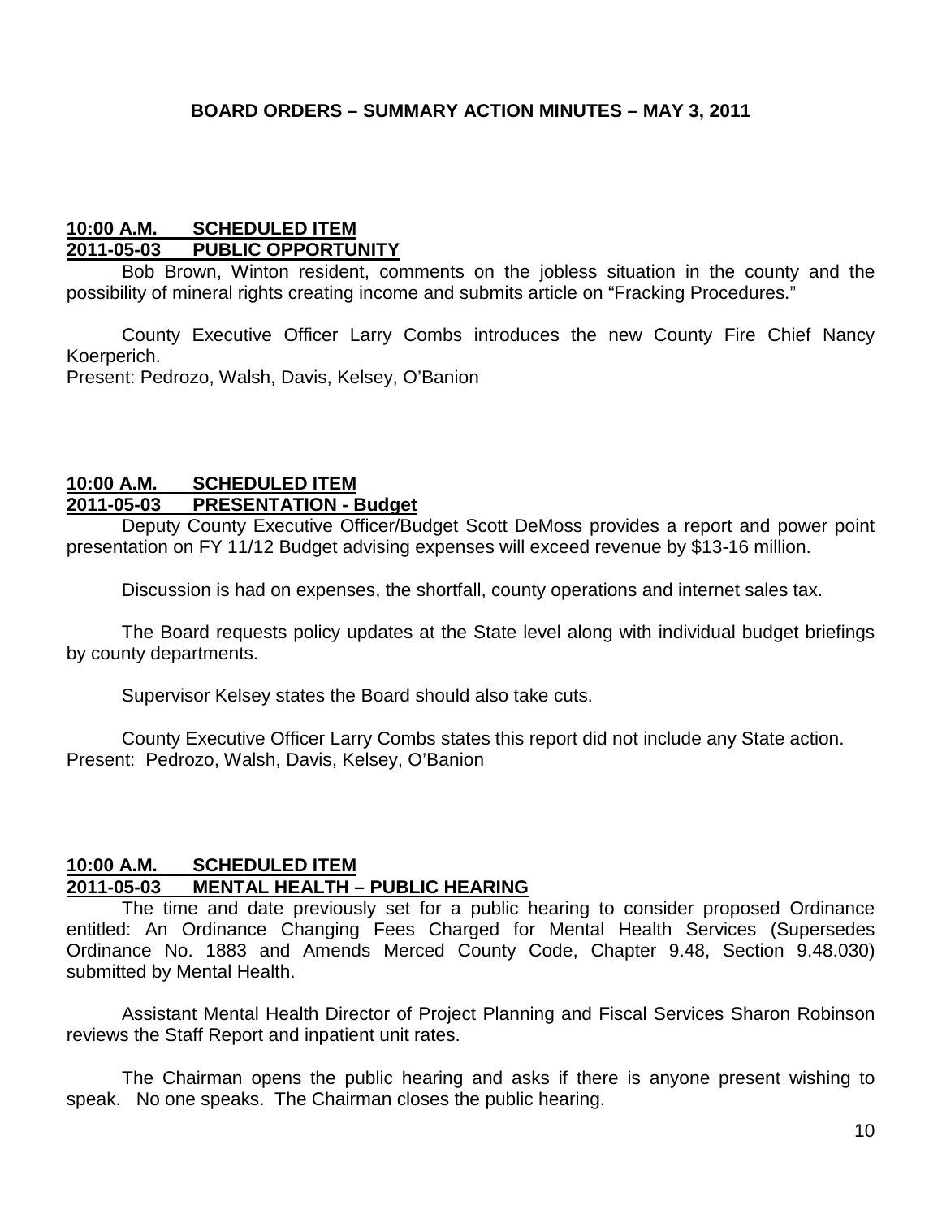# BOARD ORDERS – SUMMARY ACTION MINUTES – MAY 3, 2011

**10:00 A.M. SCHEDULED ITEM**
**2011-05-03 PUBLIC OPPORTUNITY**

Bob Brown, Winton resident, comments on the jobless situation in the county and the possibility of mineral rights creating income and submits article on "Fracking Procedures."

County Executive Officer Larry Combs introduces the new County Fire Chief Nancy Koerperich.
Present: Pedrozo, Walsh, Davis, Kelsey, O'Banion

**10:00 A.M. SCHEDULED ITEM**
**2011-05-03 PRESENTATION - Budget**

Deputy County Executive Officer/Budget Scott DeMoss provides a report and power point presentation on FY 11/12 Budget advising expenses will exceed revenue by $13-16 million.

Discussion is had on expenses, the shortfall, county operations and internet sales tax.

The Board requests policy updates at the State level along with individual budget briefings by county departments.

Supervisor Kelsey states the Board should also take cuts.

County Executive Officer Larry Combs states this report did not include any State action.
Present: Pedrozo, Walsh, Davis, Kelsey, O'Banion

**10:00 A.M. SCHEDULED ITEM**
**2011-05-03 MENTAL HEALTH – PUBLIC HEARING**

The time and date previously set for a public hearing to consider proposed Ordinance entitled: An Ordinance Changing Fees Charged for Mental Health Services (Supersedes Ordinance No. 1883 and Amends Merced County Code, Chapter 9.48, Section 9.48.030) submitted by Mental Health.

Assistant Mental Health Director of Project Planning and Fiscal Services Sharon Robinson reviews the Staff Report and inpatient unit rates.

The Chairman opens the public hearing and asks if there is anyone present wishing to speak. No one speaks. The Chairman closes the public hearing.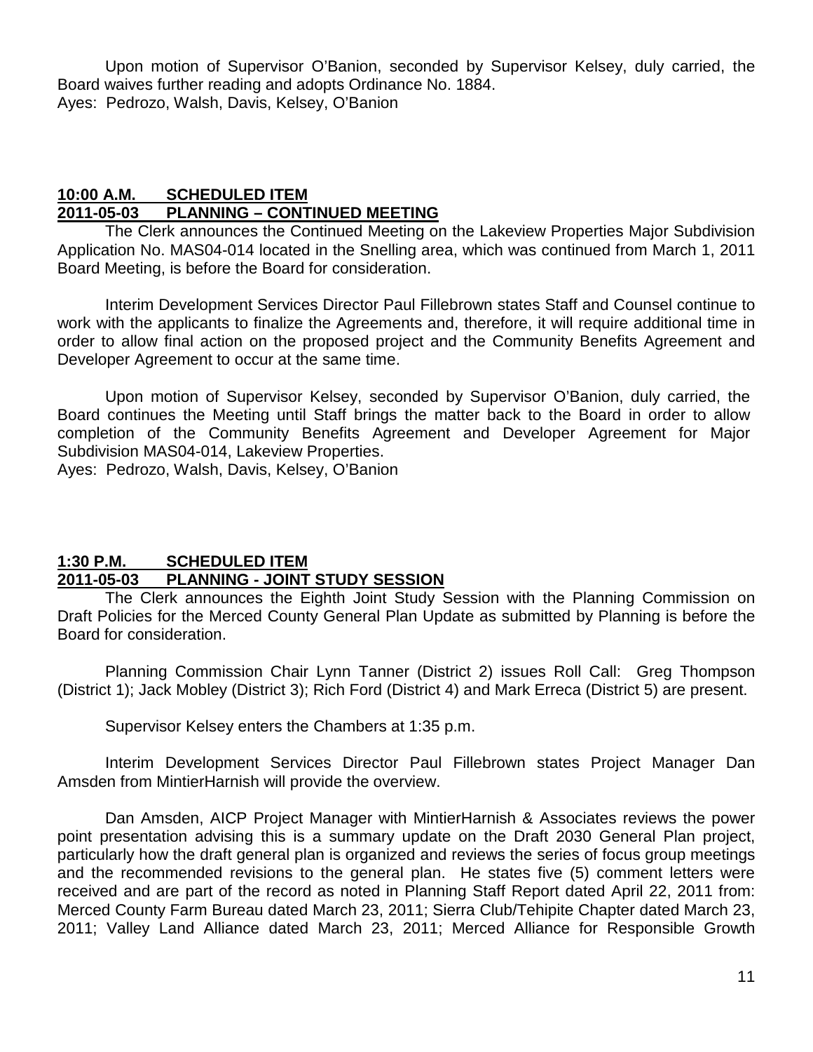Upon motion of Supervisor O'Banion, seconded by Supervisor Kelsey, duly carried, the Board waives further reading and adopts Ordinance No. 1884.
Ayes: Pedrozo, Walsh, Davis, Kelsey, O'Banion

## **10:00 A.M. SCHEDULED ITEM**
## **2011-05-03 PLANNING – CONTINUED MEETING**

The Clerk announces the Continued Meeting on the Lakeview Properties Major Subdivision Application No. MAS04-014 located in the Snelling area, which was continued from March 1, 2011 Board Meeting, is before the Board for consideration.

Interim Development Services Director Paul Fillebrown states Staff and Counsel continue to work with the applicants to finalize the Agreements and, therefore, it will require additional time in order to allow final action on the proposed project and the Community Benefits Agreement and Developer Agreement to occur at the same time.

Upon motion of Supervisor Kelsey, seconded by Supervisor O'Banion, duly carried, the Board continues the Meeting until Staff brings the matter back to the Board in order to allow completion of the Community Benefits Agreement and Developer Agreement for Major Subdivision MAS04-014, Lakeview Properties.
Ayes: Pedrozo, Walsh, Davis, Kelsey, O'Banion

## **1:30 P.M. SCHEDULED ITEM**
## **2011-05-03 PLANNING - JOINT STUDY SESSION**

The Clerk announces the Eighth Joint Study Session with the Planning Commission on Draft Policies for the Merced County General Plan Update as submitted by Planning is before the Board for consideration.

Planning Commission Chair Lynn Tanner (District 2) issues Roll Call: Greg Thompson (District 1); Jack Mobley (District 3); Rich Ford (District 4) and Mark Erreca (District 5) are present.

Supervisor Kelsey enters the Chambers at 1:35 p.m.

Interim Development Services Director Paul Fillebrown states Project Manager Dan Amsden from MintierHarnish will provide the overview.

Dan Amsden, AICP Project Manager with MintierHarnish & Associates reviews the power point presentation advising this is a summary update on the Draft 2030 General Plan project, particularly how the draft general plan is organized and reviews the series of focus group meetings and the recommended revisions to the general plan. He states five (5) comment letters were received and are part of the record as noted in Planning Staff Report dated April 22, 2011 from: Merced County Farm Bureau dated March 23, 2011; Sierra Club/Tehipite Chapter dated March 23, 2011; Valley Land Alliance dated March 23, 2011; Merced Alliance for Responsible Growth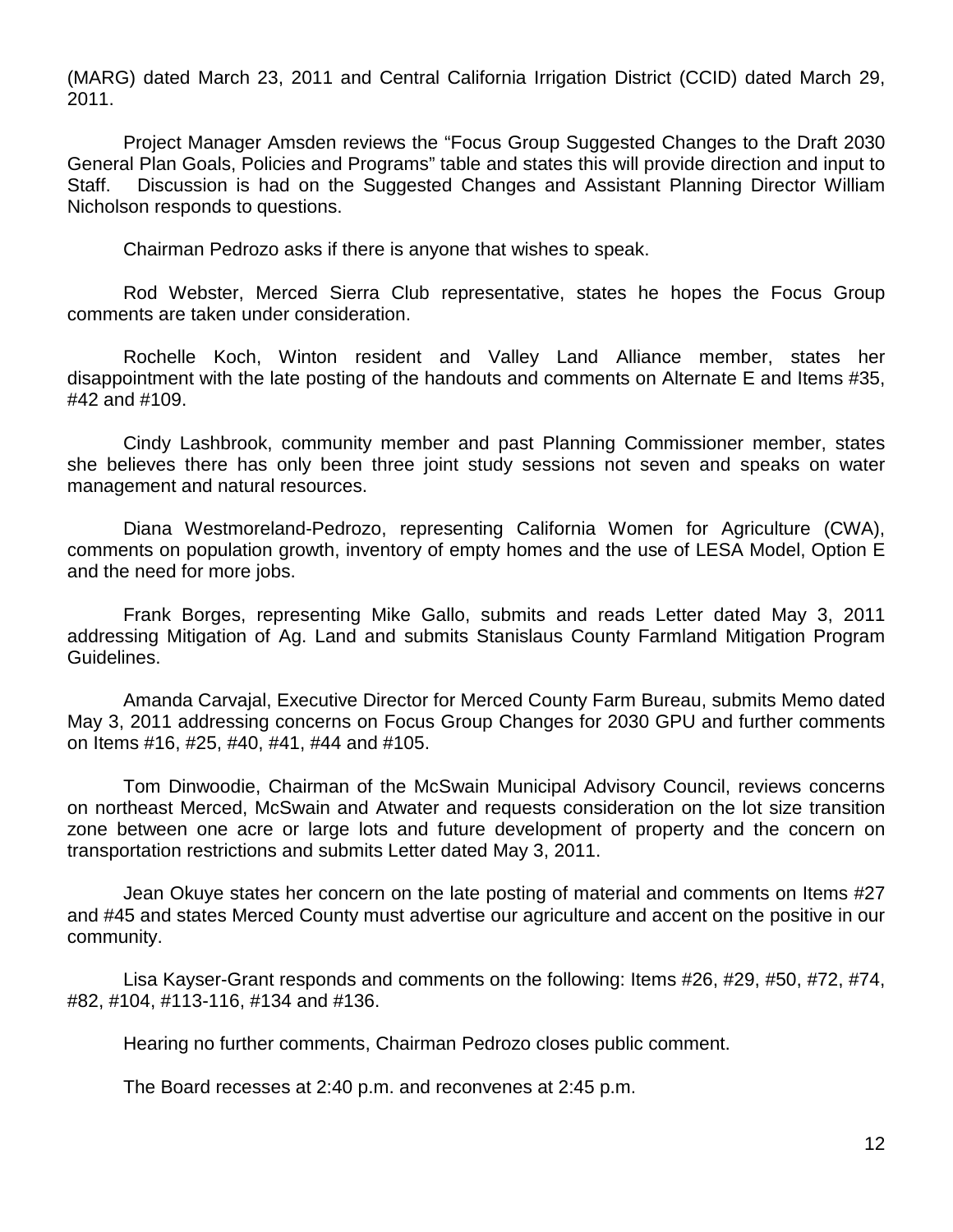(MARG) dated March 23, 2011 and Central California Irrigation District (CCID) dated March 29, 2011.

Project Manager Amsden reviews the "Focus Group Suggested Changes to the Draft 2030 General Plan Goals, Policies and Programs" table and states this will provide direction and input to Staff. Discussion is had on the Suggested Changes and Assistant Planning Director William Nicholson responds to questions.

Chairman Pedrozo asks if there is anyone that wishes to speak.

Rod Webster, Merced Sierra Club representative, states he hopes the Focus Group comments are taken under consideration.

Rochelle Koch, Winton resident and Valley Land Alliance member, states her disappointment with the late posting of the handouts and comments on Alternate E and Items #35, #42 and #109.

Cindy Lashbrook, community member and past Planning Commissioner member, states she believes there has only been three joint study sessions not seven and speaks on water management and natural resources.

Diana Westmoreland-Pedrozo, representing California Women for Agriculture (CWA), comments on population growth, inventory of empty homes and the use of LESA Model, Option E and the need for more jobs.

Frank Borges, representing Mike Gallo, submits and reads Letter dated May 3, 2011 addressing Mitigation of Ag. Land and submits Stanislaus County Farmland Mitigation Program Guidelines.

Amanda Carvajal, Executive Director for Merced County Farm Bureau, submits Memo dated May 3, 2011 addressing concerns on Focus Group Changes for 2030 GPU and further comments on Items #16, #25, #40, #41, #44 and #105.

Tom Dinwoodie, Chairman of the McSwain Municipal Advisory Council, reviews concerns on northeast Merced, McSwain and Atwater and requests consideration on the lot size transition zone between one acre or large lots and future development of property and the concern on transportation restrictions and submits Letter dated May 3, 2011.

Jean Okuye states her concern on the late posting of material and comments on Items #27 and #45 and states Merced County must advertise our agriculture and accent on the positive in our community.

Lisa Kayser-Grant responds and comments on the following: Items #26, #29, #50, #72, #74, #82, #104, #113-116, #134 and #136.

Hearing no further comments, Chairman Pedrozo closes public comment.

The Board recesses at 2:40 p.m. and reconvenes at 2:45 p.m.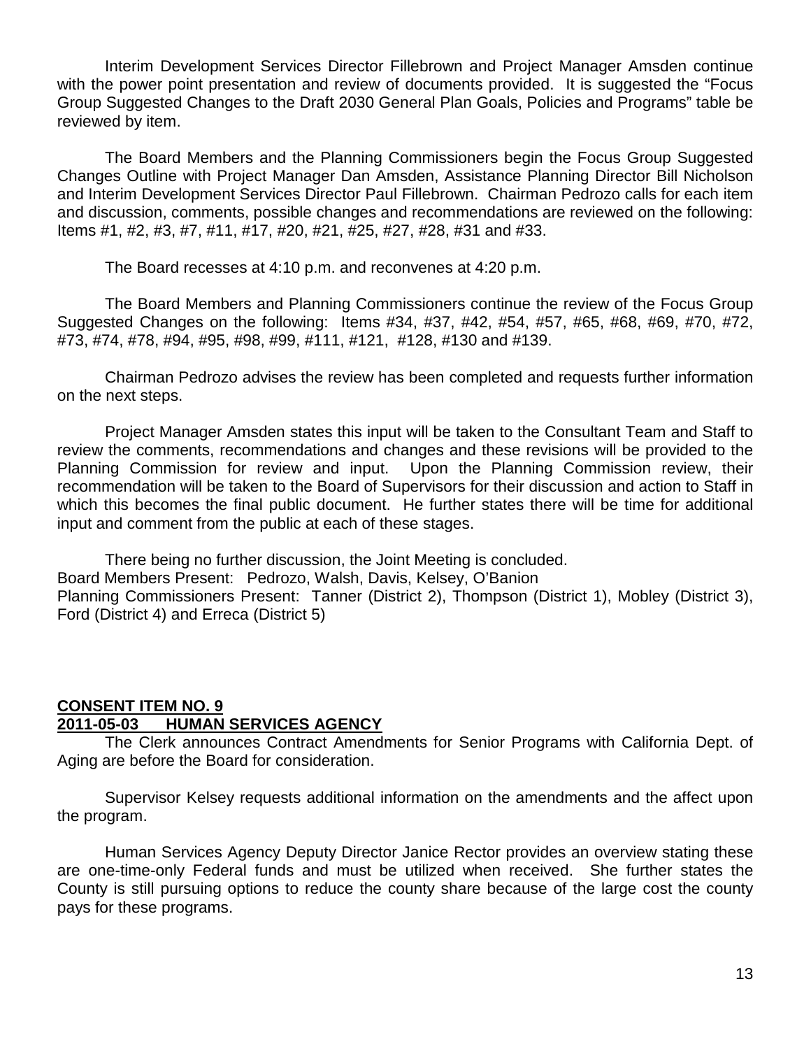Interim Development Services Director Fillebrown and Project Manager Amsden continue with the power point presentation and review of documents provided. It is suggested the "Focus Group Suggested Changes to the Draft 2030 General Plan Goals, Policies and Programs" table be reviewed by item.

The Board Members and the Planning Commissioners begin the Focus Group Suggested Changes Outline with Project Manager Dan Amsden, Assistance Planning Director Bill Nicholson and Interim Development Services Director Paul Fillebrown. Chairman Pedrozo calls for each item and discussion, comments, possible changes and recommendations are reviewed on the following: Items #1, #2, #3, #7, #11, #17, #20, #21, #25, #27, #28, #31 and #33.

The Board recesses at 4:10 p.m. and reconvenes at 4:20 p.m.

The Board Members and Planning Commissioners continue the review of the Focus Group Suggested Changes on the following: Items #34, #37, #42, #54, #57, #65, #68, #69, #70, #72, #73, #74, #78, #94, #95, #98, #99, #111, #121, #128, #130 and #139.

Chairman Pedrozo advises the review has been completed and requests further information on the next steps.

Project Manager Amsden states this input will be taken to the Consultant Team and Staff to review the comments, recommendations and changes and these revisions will be provided to the Planning Commission for review and input. Upon the Planning Commission review, their recommendation will be taken to the Board of Supervisors for their discussion and action to Staff in which this becomes the final public document. He further states there will be time for additional input and comment from the public at each of these stages.

There being no further discussion, the Joint Meeting is concluded.
Board Members Present: Pedrozo, Walsh, Davis, Kelsey, O'Banion
Planning Commissioners Present: Tanner (District 2), Thompson (District 1), Mobley (District 3), Ford (District 4) and Erreca (District 5)

**CONSENT ITEM NO. 9**
**2011-05-03 HUMAN SERVICES AGENCY**

The Clerk announces Contract Amendments for Senior Programs with California Dept. of Aging are before the Board for consideration.

Supervisor Kelsey requests additional information on the amendments and the affect upon the program.

Human Services Agency Deputy Director Janice Rector provides an overview stating these are one-time-only Federal funds and must be utilized when received. She further states the County is still pursuing options to reduce the county share because of the large cost the county pays for these programs.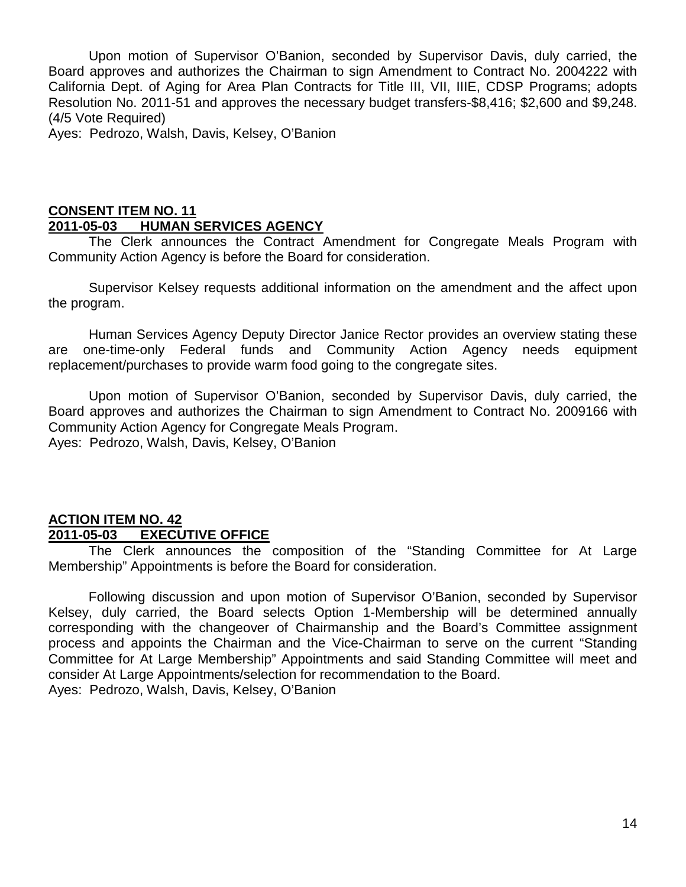Upon motion of Supervisor O'Banion, seconded by Supervisor Davis, duly carried, the Board approves and authorizes the Chairman to sign Amendment to Contract No. 2004222 with California Dept. of Aging for Area Plan Contracts for Title III, VII, IIIE, CDSP Programs; adopts Resolution No. 2011-51 and approves the necessary budget transfers-$8,416; $2,600 and $9,248. (4/5 Vote Required)

Ayes: Pedrozo, Walsh, Davis, Kelsey, O'Banion

**CONSENT ITEM NO. 11**
**2011-05-03 HUMAN SERVICES AGENCY**

The Clerk announces the Contract Amendment for Congregate Meals Program with Community Action Agency is before the Board for consideration.

Supervisor Kelsey requests additional information on the amendment and the affect upon the program.

Human Services Agency Deputy Director Janice Rector provides an overview stating these are one-time-only Federal funds and Community Action Agency needs equipment replacement/purchases to provide warm food going to the congregate sites.

Upon motion of Supervisor O'Banion, seconded by Supervisor Davis, duly carried, the Board approves and authorizes the Chairman to sign Amendment to Contract No. 2009166 with Community Action Agency for Congregate Meals Program.

Ayes: Pedrozo, Walsh, Davis, Kelsey, O'Banion

**ACTION ITEM NO. 42**
**2011-05-03 EXECUTIVE OFFICE**

The Clerk announces the composition of the "Standing Committee for At Large Membership" Appointments is before the Board for consideration.

Following discussion and upon motion of Supervisor O'Banion, seconded by Supervisor Kelsey, duly carried, the Board selects Option 1-Membership will be determined annually corresponding with the changeover of Chairmanship and the Board's Committee assignment process and appoints the Chairman and the Vice-Chairman to serve on the current "Standing Committee for At Large Membership" Appointments and said Standing Committee will meet and consider At Large Appointments/selection for recommendation to the Board.

Ayes: Pedrozo, Walsh, Davis, Kelsey, O'Banion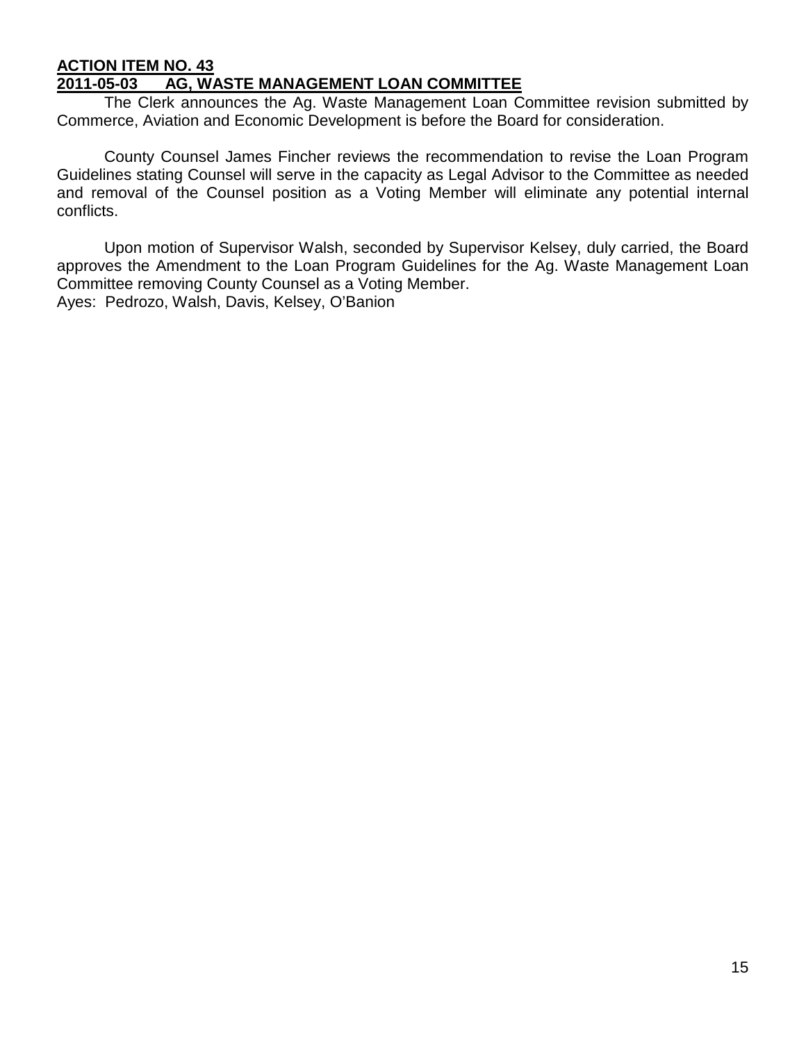**ACTION ITEM NO. 43**
**2011-05-03 AG, WASTE MANAGEMENT LOAN COMMITTEE**

The Clerk announces the Ag. Waste Management Loan Committee revision submitted by Commerce, Aviation and Economic Development is before the Board for consideration.

County Counsel James Fincher reviews the recommendation to revise the Loan Program Guidelines stating Counsel will serve in the capacity as Legal Advisor to the Committee as needed and removal of the Counsel position as a Voting Member will eliminate any potential internal conflicts.

Upon motion of Supervisor Walsh, seconded by Supervisor Kelsey, duly carried, the Board approves the Amendment to the Loan Program Guidelines for the Ag. Waste Management Loan Committee removing County Counsel as a Voting Member.
Ayes: Pedrozo, Walsh, Davis, Kelsey, O'Banion